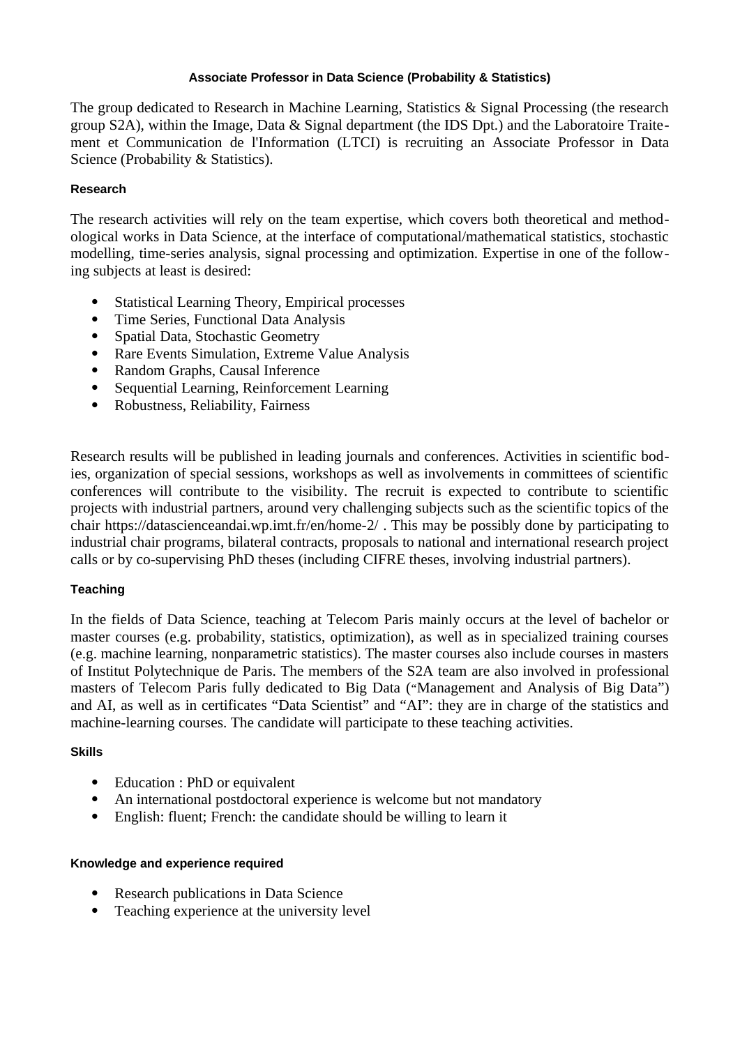# Associate Professor in Data Science (Probability & Statistics)

The group dedicated to Research in Machine Learning, Statistics & Signal Processing (the research group S2A), within the Image, Data & Signal department (the IDS Dpt.) and the Laboratoire Traitement et Communication de l'Information (LTCI) is recruiting an Associate Professor in Data Science (Probability & Statistics).

## Research

The research activities will rely on the team expertise, which covers both theoretical and methodological works in Data Science, at the interface of computational/mathematical statistics, stochastic modelling, time-series analysis, signal processing and optimization. Expertise in one of the following subjects at least is desired:

- Statistical Learning Theory, Empirical processes
- Time Series, Functional Data Analysis
- Spatial Data, Stochastic Geometry
- Rare Events Simulation, Extreme Value Analysis
- Random Graphs, Causal Inference
- Sequential Learning, Reinforcement Learning
- Robustness, Reliability, Fairness

Research results will be published in leading journals and conferences. Activities in scientific bodies, organization of special sessions, workshops as well as involvements in committees of scientific conferences will contribute to the visibility. The recruit is expected to contribute to scientific projects with industrial partners, around very challenging subjects such as the scientific topics of the chair https://datascienceandai.wp.imt.fr/en/home-2/ . This may be possibly done by participating to industrial chair programs, bilateral contracts, proposals to national and international research project calls or by co-supervising PhD theses (including CIFRE theses, involving industrial partners).

## Teaching

In the fields of Data Science, teaching at Telecom Paris mainly occurs at the level of bachelor or master courses (e.g. probability, statistics, optimization), as well as in specialized training courses (e.g. machine learning, nonparametric statistics). The master courses also include courses in masters of Institut Polytechnique de Paris. The members of the S2A team are also involved in professional masters of Telecom Paris fully dedicated to Big Data ("Management and Analysis of Big Data") and AI, as well as in certificates "Data Scientist" and "AI": they are in charge of the statistics and machine-learning courses. The candidate will participate to these teaching activities.

## Skills

- Education : PhD or equivalent
- An international postdoctoral experience is welcome but not mandatory
- English: fluent; French: the candidate should be willing to learn it

## Knowledge and experience required

- Research publications in Data Science
- Teaching experience at the university level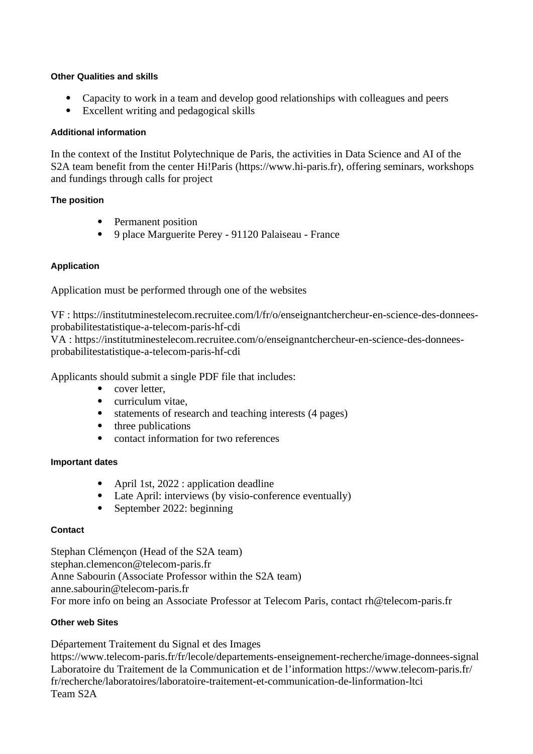#### Other Qualities and skills

- Capacity to work in a team and develop good relationships with colleagues and peers
- Excellent writing and pedagogical skills

#### Additional information

In the context of the Institut Polytechnique de Paris, the activities in Data Science and AI of the S2A team benefit from the center Hi!Paris (https://www.hi-paris.fr), offering seminars, workshops and fundings through calls for project

#### The position

- Permanent position
- 9 place Marguerite Perey - 91120 Palaiseau - France

#### Application

Application must be performed through one of the websites

VF : https://institutminestelecom.recruitee.com/l/fr/o/enseignantchercheur-en-science-des-donnees-probabilitestatistique-a-telecom-paris-hf-cdi
VA : https://institutminestelecom.recruitee.com/o/enseignantchercheur-en-science-des-donnees-probabilitestatistique-a-telecom-paris-hf-cdi

Applicants should submit a single PDF file that includes:

- cover letter,
- curriculum vitae,
- statements of research and teaching interests (4 pages)
- three publications
- contact information for two references

#### Important dates

- April 1st, 2022 : application deadline
- Late April: interviews (by visio-conference eventually)
- September 2022: beginning

#### Contact

Stephan Clémençon (Head of the S2A team)
stephan.clemencon@telecom-paris.fr
Anne Sabourin (Associate Professor within the S2A team)
anne.sabourin@telecom-paris.fr
For more info on being an Associate Professor at Telecom Paris, contact rh@telecom-paris.fr

#### Other web Sites

Département Traitement du Signal et des Images
https://www.telecom-paris.fr/fr/lecole/departements-enseignement-recherche/image-donnees-signal
Laboratoire du Traitement de la Communication et de l'information https://www.telecom-paris.fr/fr/recherche/laboratoires/laboratoire-traitement-et-communication-de-linformation-ltci
Team S2A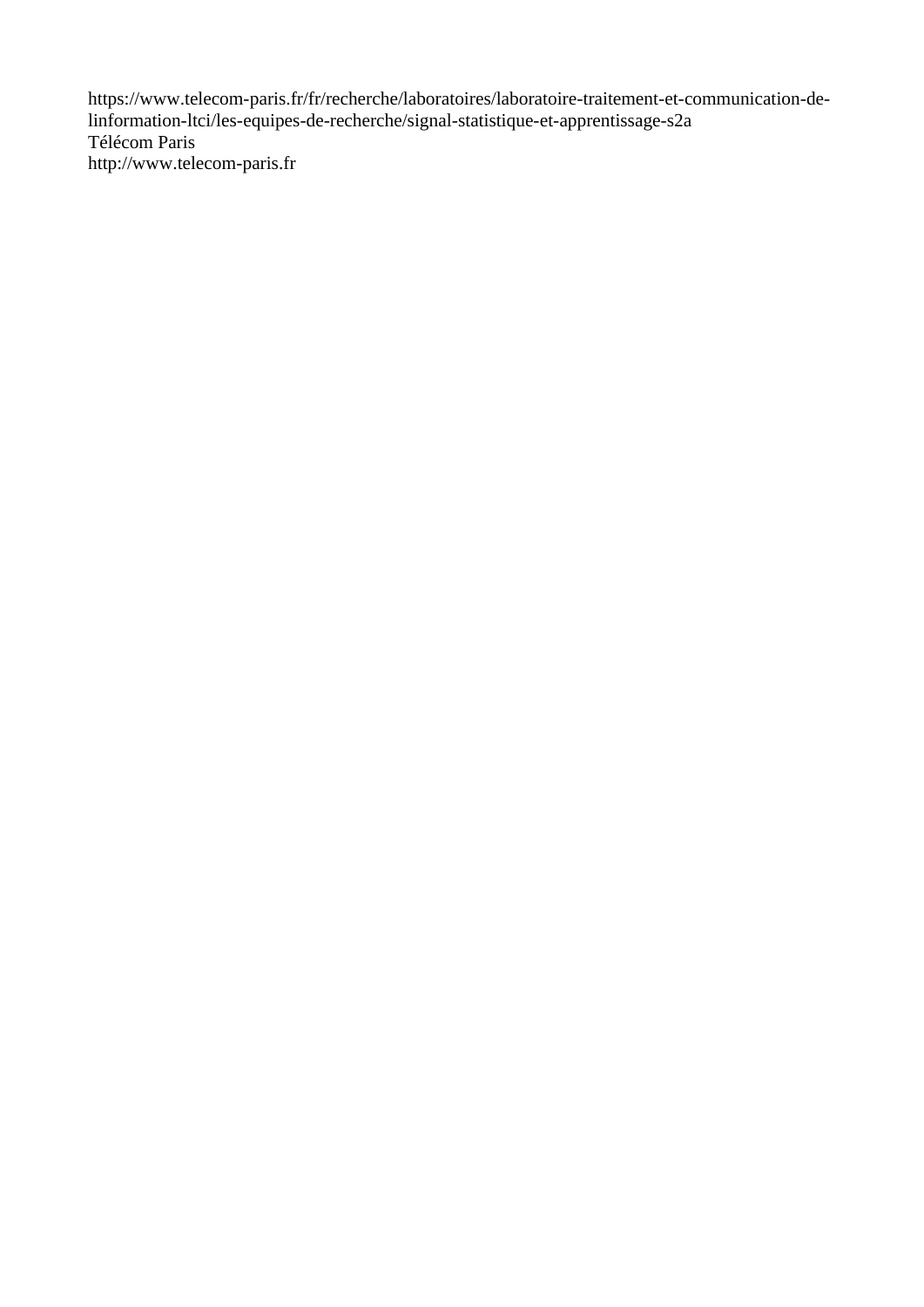https://www.telecom-paris.fr/fr/recherche/laboratoires/laboratoire-traitement-et-communication-de-linformation-ltci/les-equipes-de-recherche/signal-statistique-et-apprentissage-s2a
Télécom Paris
http://www.telecom-paris.fr